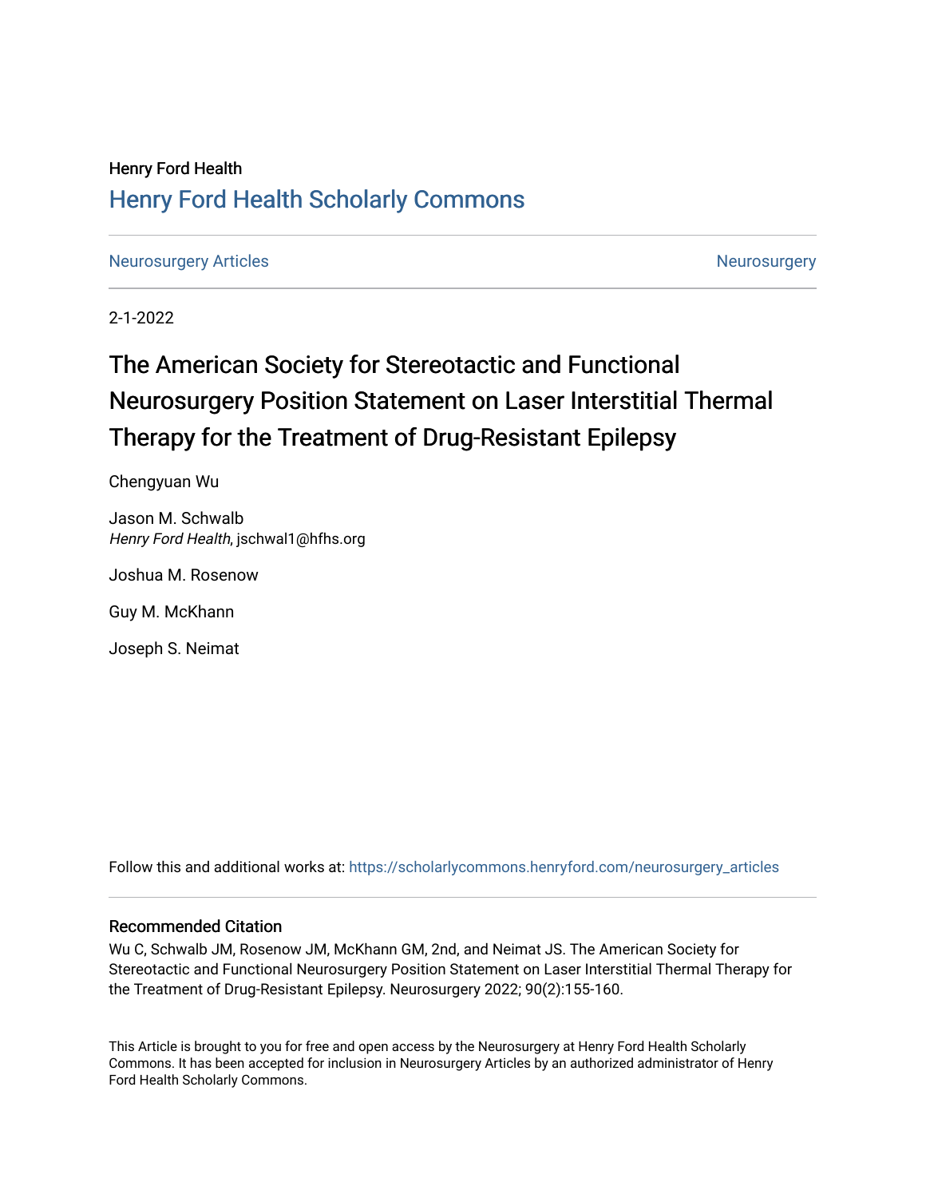Henry Ford Health

# Henry Ford Health Scholarly Commons

Neurosurgery Articles

Neurosurgery

2-1-2022

# The American Society for Stereotactic and Functional Neurosurgery Position Statement on Laser Interstitial Thermal Therapy for the Treatment of Drug-Resistant Epilepsy

Chengyuan Wu

Jason M. Schwalb
*Henry Ford Health*, jschwal1@hfhs.org

Joshua M. Rosenow

Guy M. McKhann

Joseph S. Neimat

Follow this and additional works at: https://scholarlycommons.henryford.com/neurosurgery_articles

## Recommended Citation

Wu C, Schwalb JM, Rosenow JM, McKhann GM, 2nd, and Neimat JS. The American Society for Stereotactic and Functional Neurosurgery Position Statement on Laser Interstitial Thermal Therapy for the Treatment of Drug-Resistant Epilepsy. Neurosurgery 2022; 90(2):155-160.

This Article is brought to you for free and open access by the Neurosurgery at Henry Ford Health Scholarly Commons. It has been accepted for inclusion in Neurosurgery Articles by an authorized administrator of Henry Ford Health Scholarly Commons.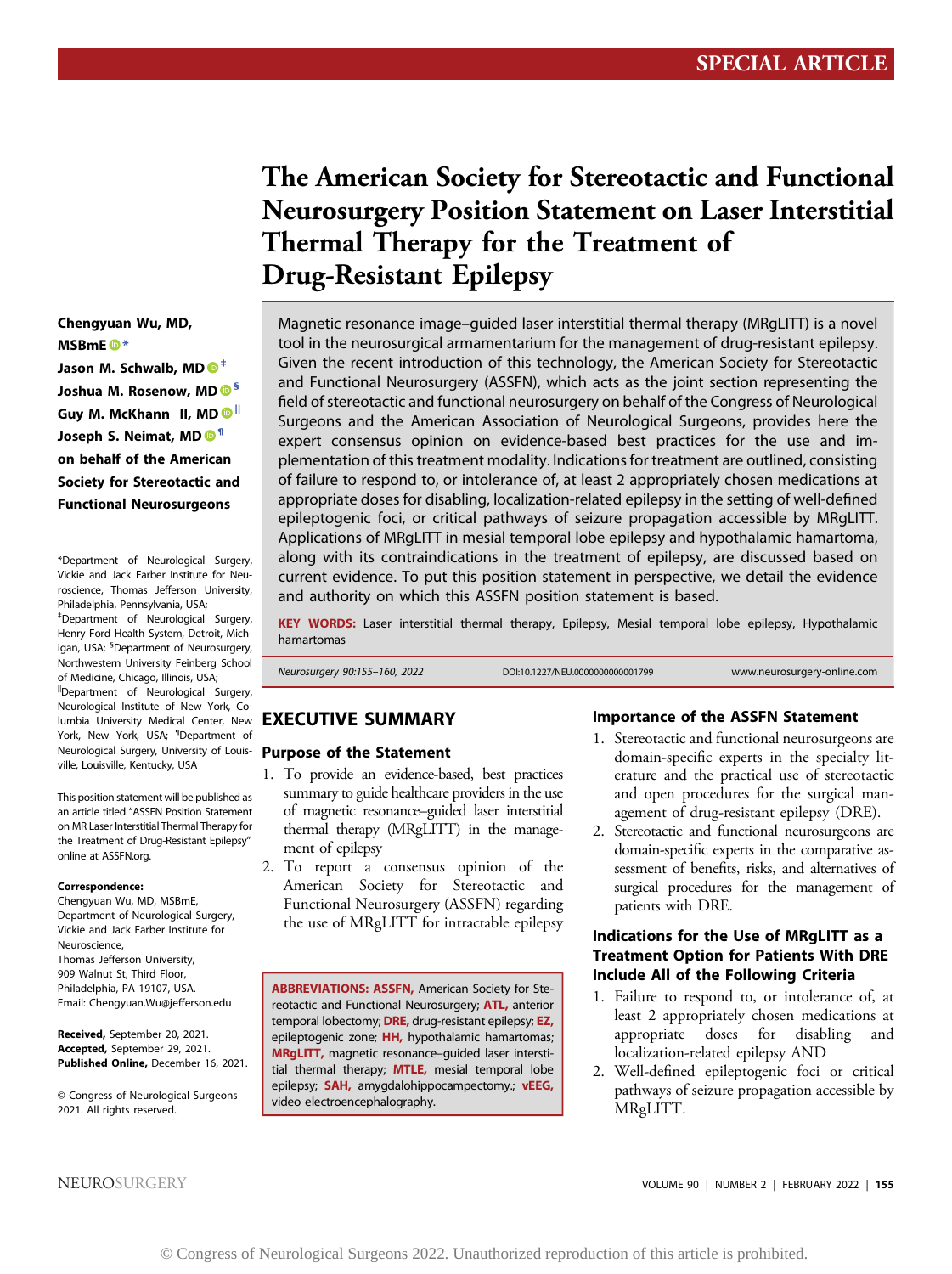SPECIAL ARTICLE

# The American Society for Stereotactic and Functional Neurosurgery Position Statement on Laser Interstitial Thermal Therapy for the Treatment of Drug-Resistant Epilepsy

**Chengyuan Wu, MD, MSBmE**[*]
**Jason M. Schwalb, MD**[‡]
**Joshua M. Rosenow, MD**[§]
**Guy M. McKhann II, MD**[||]
**Joseph S. Neimat, MD**[¶]
**on behalf of the American Society for Stereotactic and Functional Neurosurgeons**

[*]Department of Neurological Surgery, Vickie and Jack Farber Institute for Neuroscience, Thomas Jefferson University, Philadelphia, Pennsylvania, USA; [‡]Department of Neurological Surgery, Henry Ford Health System, Detroit, Michigan, USA; [§]Department of Neurosurgery, Northwestern University Feinberg School of Medicine, Chicago, Illinois, USA; [||]Department of Neurological Surgery, Neurological Institute of New York, Columbia University Medical Center, New York, New York, USA; [¶]Department of Neurological Surgery, University of Louisville, Louisville, Kentucky, USA

This position statement will be published as an article titled "ASSFN Position Statement on MR Laser Interstitial Thermal Therapy for the Treatment of Drug-Resistant Epilepsy" online at ASSFN.org.

**Correspondence:**
Chengyuan Wu, MD, MSBmE,
Department of Neurological Surgery,
Vickie and Jack Farber Institute for Neuroscience,
Thomas Jefferson University,
909 Walnut St, Third Floor,
Philadelphia, PA 19107, USA.
Email: Chengyuan.Wu@jefferson.edu

**Received,** September 20, 2021.
**Accepted,** September 29, 2021.
**Published Online,** December 16, 2021.

© Congress of Neurological Surgeons 2021. All rights reserved.

Magnetic resonance image–guided laser interstitial thermal therapy (MRgLITT) is a novel tool in the neurosurgical armamentarium for the management of drug-resistant epilepsy. Given the recent introduction of this technology, the American Society for Stereotactic and Functional Neurosurgery (ASSFN), which acts as the joint section representing the field of stereotactic and functional neurosurgery on behalf of the Congress of Neurological Surgeons and the American Association of Neurological Surgeons, provides here the expert consensus opinion on evidence-based best practices for the use and implementation of this treatment modality. Indications for treatment are outlined, consisting of failure to respond to, or intolerance of, at least 2 appropriately chosen medications at appropriate doses for disabling, localization-related epilepsy in the setting of well-defined epileptogenic foci, or critical pathways of seizure propagation accessible by MRgLITT. Applications of MRgLITT in mesial temporal lobe epilepsy and hypothalamic hamartoma, along with its contraindications in the treatment of epilepsy, are discussed based on current evidence. To put this position statement in perspective, we detail the evidence and authority on which this ASSFN position statement is based.

**KEY WORDS:** Laser interstitial thermal therapy, Epilepsy, Mesial temporal lobe epilepsy, Hypothalamic hamartomas

Neurosurgery 90:155–160, 2022 DOI:10.1227/NEU.0000000000001799 www.neurosurgery-online.com

## EXECUTIVE SUMMARY

### Purpose of the Statement

1. To provide an evidence-based, best practices summary to guide healthcare providers in the use of magnetic resonance–guided laser interstitial thermal therapy (MRgLITT) in the management of epilepsy
2. To report a consensus opinion of the American Society for Stereotactic and Functional Neurosurgery (ASSFN) regarding the use of MRgLITT for intractable epilepsy

**ABBREVIATIONS: ASSFN,** American Society for Stereotactic and Functional Neurosurgery; **ATL,** anterior temporal lobectomy; **DRE,** drug-resistant epilepsy; **EZ,** epileptogenic zone; **HH,** hypothalamic hamartomas; **MRgLITT,** magnetic resonance–guided laser interstitial thermal therapy; **MTLE,** mesial temporal lobe epilepsy; **SAH,** amygdalohippocampectomy.; **vEEG,** video electroencephalography.

### Importance of the ASSFN Statement

1. Stereotactic and functional neurosurgeons are domain-specific experts in the specialty literature and the practical use of stereotactic and open procedures for the surgical management of drug-resistant epilepsy (DRE).
2. Stereotactic and functional neurosurgeons are domain-specific experts in the comparative assessment of benefits, risks, and alternatives of surgical procedures for the management of patients with DRE.

### Indications for the Use of MRgLITT as a Treatment Option for Patients With DRE Include All of the Following Criteria

1. Failure to respond to, or intolerance of, at least 2 appropriately chosen medications at appropriate doses for disabling and localization-related epilepsy AND
2. Well-defined epileptogenic foci or critical pathways of seizure propagation accessible by MRgLITT.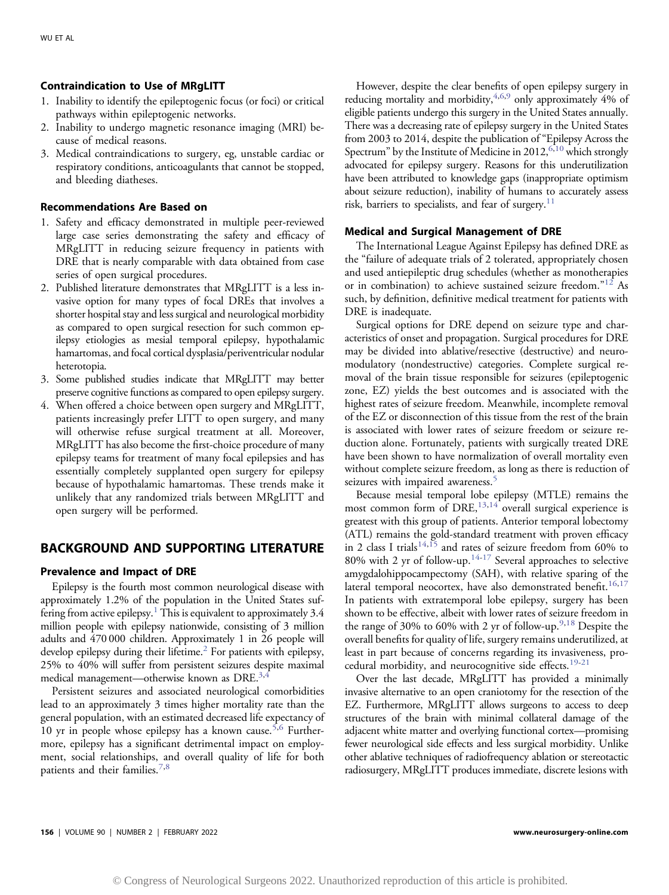### Contraindication to Use of MRgLITT

1. Inability to identify the epileptogenic focus (or foci) or critical pathways within epileptogenic networks.
2. Inability to undergo magnetic resonance imaging (MRI) because of medical reasons.
3. Medical contraindications to surgery, eg, unstable cardiac or respiratory conditions, anticoagulants that cannot be stopped, and bleeding diatheses.

### Recommendations Are Based on

1. Safety and efficacy demonstrated in multiple peer-reviewed large case series demonstrating the safety and efficacy of MRgLITT in reducing seizure frequency in patients with DRE that is nearly comparable with data obtained from case series of open surgical procedures.
2. Published literature demonstrates that MRgLITT is a less invasive option for many types of focal DREs that involves a shorter hospital stay and less surgical and neurological morbidity as compared to open surgical resection for such common epilepsy etiologies as mesial temporal epilepsy, hypothalamic hamartomas, and focal cortical dysplasia/periventricular nodular heterotopia.
3. Some published studies indicate that MRgLITT may better preserve cognitive functions as compared to open epilepsy surgery.
4. When offered a choice between open surgery and MRgLITT, patients increasingly prefer LITT to open surgery, and many will otherwise refuse surgical treatment at all. Moreover, MRgLITT has also become the first-choice procedure of many epilepsy teams for treatment of many focal epilepsies and has essentially completely supplanted open surgery for epilepsy because of hypothalamic hamartomas. These trends make it unlikely that any randomized trials between MRgLITT and open surgery will be performed.

## BACKGROUND AND SUPPORTING LITERATURE

### Prevalence and Impact of DRE

Epilepsy is the fourth most common neurological disease with approximately 1.2% of the population in the United States suffering from active epilepsy.[1] This is equivalent to approximately 3.4 million people with epilepsy nationwide, consisting of 3 million adults and 470 000 children. Approximately 1 in 26 people will develop epilepsy during their lifetime.[2] For patients with epilepsy, 25% to 40% will suffer from persistent seizures despite maximal medical management—otherwise known as DRE.[3,4]

Persistent seizures and associated neurological comorbidities lead to an approximately 3 times higher mortality rate than the general population, with an estimated decreased life expectancy of 10 yr in people whose epilepsy has a known cause.[5,6] Furthermore, epilepsy has a significant detrimental impact on employment, social relationships, and overall quality of life for both patients and their families.[7,8]

However, despite the clear benefits of open epilepsy surgery in reducing mortality and morbidity,[4,6,9] only approximately 4% of eligible patients undergo this surgery in the United States annually. There was a decreasing rate of epilepsy surgery in the United States from 2003 to 2014, despite the publication of "Epilepsy Across the Spectrum" by the Institute of Medicine in 2012,[6,10] which strongly advocated for epilepsy surgery. Reasons for this underutilization have been attributed to knowledge gaps (inappropriate optimism about seizure reduction), inability of humans to accurately assess risk, barriers to specialists, and fear of surgery.[11]

### Medical and Surgical Management of DRE

The International League Against Epilepsy has defined DRE as the "failure of adequate trials of 2 tolerated, appropriately chosen and used antiepileptic drug schedules (whether as monotherapies or in combination) to achieve sustained seizure freedom."[12] As such, by definition, definitive medical treatment for patients with DRE is inadequate.

Surgical options for DRE depend on seizure type and characteristics of onset and propagation. Surgical procedures for DRE may be divided into ablative/resective (destructive) and neuromodulatory (nondestructive) categories. Complete surgical removal of the brain tissue responsible for seizures (epileptogenic zone, EZ) yields the best outcomes and is associated with the highest rates of seizure freedom. Meanwhile, incomplete removal of the EZ or disconnection of this tissue from the rest of the brain is associated with lower rates of seizure freedom or seizure reduction alone. Fortunately, patients with surgically treated DRE have been shown to have normalization of overall mortality even without complete seizure freedom, as long as there is reduction of seizures with impaired awareness.[5]

Because mesial temporal lobe epilepsy (MTLE) remains the most common form of DRE,[13,14] overall surgical experience is greatest with this group of patients. Anterior temporal lobectomy (ATL) remains the gold-standard treatment with proven efficacy in 2 class I trials[14,15] and rates of seizure freedom from 60% to 80% with 2 yr of follow-up.[14-17] Several approaches to selective amygdalohippocampectomy (SAH), with relative sparing of the lateral temporal neocortex, have also demonstrated benefit.[16,17] In patients with extratemporal lobe epilepsy, surgery has been shown to be effective, albeit with lower rates of seizure freedom in the range of 30% to 60% with 2 yr of follow-up.[9,18] Despite the overall benefits for quality of life, surgery remains underutilized, at least in part because of concerns regarding its invasiveness, procedural morbidity, and neurocognitive side effects.[19-21]

Over the last decade, MRgLITT has provided a minimally invasive alternative to an open craniotomy for the resection of the EZ. Furthermore, MRgLITT allows surgeons to access to deep structures of the brain with minimal collateral damage of the adjacent white matter and overlying functional cortex—promising fewer neurological side effects and less surgical morbidity. Unlike other ablative techniques of radiofrequency ablation or stereotactic radiosurgery, MRgLITT produces immediate, discrete lesions with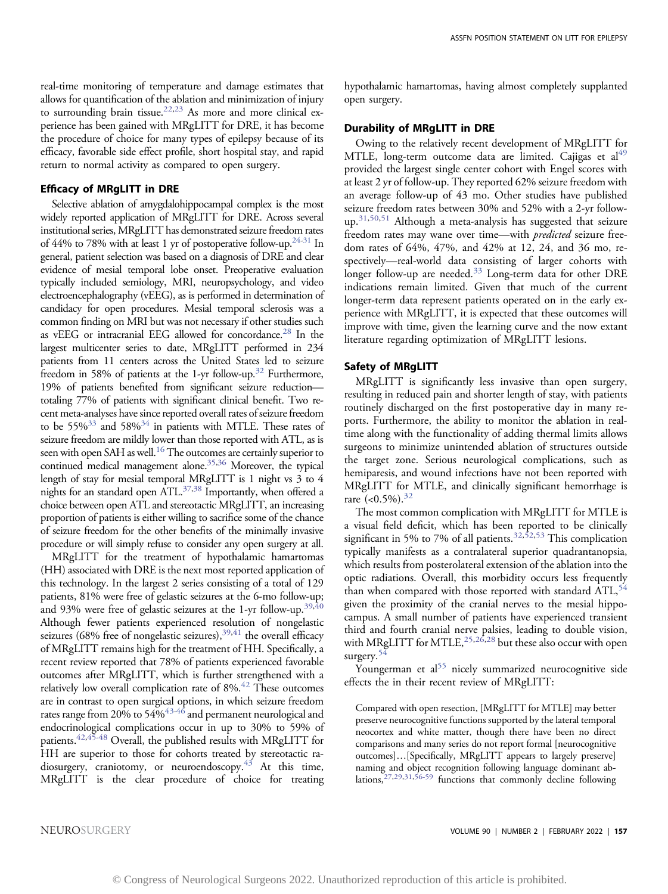real-time monitoring of temperature and damage estimates that allows for quantification of the ablation and minimization of injury to surrounding brain tissue.[22,23] As more and more clinical experience has been gained with MRgLITT for DRE, it has become the procedure of choice for many types of epilepsy because of its efficacy, favorable side effect profile, short hospital stay, and rapid return to normal activity as compared to open surgery.

### Efficacy of MRgLITT in DRE

Selective ablation of amygdalohippocampal complex is the most widely reported application of MRgLITT for DRE. Across several institutional series, MRgLITT has demonstrated seizure freedom rates of 44% to 78% with at least 1 yr of postoperative follow-up.[24-31] In general, patient selection was based on a diagnosis of DRE and clear evidence of mesial temporal lobe onset. Preoperative evaluation typically included semiology, MRI, neuropsychology, and video electroencephalography (vEEG), as is performed in determination of candidacy for open procedures. Mesial temporal sclerosis was a common finding on MRI but was not necessary if other studies such as vEEG or intracranial EEG allowed for concordance.[28] In the largest multicenter series to date, MRgLITT performed in 234 patients from 11 centers across the United States led to seizure freedom in 58% of patients at the 1-yr follow-up.[32] Furthermore, 19% of patients benefited from significant seizure reduction—totaling 77% of patients with significant clinical benefit. Two recent meta-analyses have since reported overall rates of seizure freedom to be 55%[33] and 58%[34] in patients with MTLE. These rates of seizure freedom are mildly lower than those reported with ATL, as is seen with open SAH as well.[16] The outcomes are certainly superior to continued medical management alone.[35,36] Moreover, the typical length of stay for mesial temporal MRgLITT is 1 night vs 3 to 4 nights for an standard open ATL.[37,38] Importantly, when offered a choice between open ATL and stereotactic MRgLITT, an increasing proportion of patients is either willing to sacrifice some of the chance of seizure freedom for the other benefits of the minimally invasive procedure or will simply refuse to consider any open surgery at all.

MRgLITT for the treatment of hypothalamic hamartomas (HH) associated with DRE is the next most reported application of this technology. In the largest 2 series consisting of a total of 129 patients, 81% were free of gelastic seizures at the 6-mo follow-up; and 93% were free of gelastic seizures at the 1-yr follow-up.[39,40] Although fewer patients experienced resolution of nongelastic seizures (68% free of nongelastic seizures),[39,41] the overall efficacy of MRgLITT remains high for the treatment of HH. Specifically, a recent review reported that 78% of patients experienced favorable outcomes after MRgLITT, which is further strengthened with a relatively low overall complication rate of 8%.[42] These outcomes are in contrast to open surgical options, in which seizure freedom rates range from 20% to 54%[43-46] and permanent neurological and endocrinological complications occur in up to 30% to 59% of patients.[42,45-48] Overall, the published results with MRgLITT for HH are superior to those for cohorts treated by stereotactic radiosurgery, craniotomy, or neuroendoscopy.[43] At this time, MRgLITT is the clear procedure of choice for treating hypothalamic hamartomas, having almost completely supplanted open surgery.

### Durability of MRgLITT in DRE

Owing to the relatively recent development of MRgLITT for MTLE, long-term outcome data are limited. Cajigas et al[49] provided the largest single center cohort with Engel scores with at least 2 yr of follow-up. They reported 62% seizure freedom with an average follow-up of 43 mo. Other studies have published seizure freedom rates between 30% and 52% with a 2-yr follow-up.[31,50,51] Although a meta-analysis has suggested that seizure freedom rates may wane over time—with *predicted* seizure freedom rates of 64%, 47%, and 42% at 12, 24, and 36 mo, respectively—real-world data consisting of larger cohorts with longer follow-up are needed.[33] Long-term data for other DRE indications remain limited. Given that much of the current longer-term data represent patients operated on in the early experience with MRgLITT, it is expected that these outcomes will improve with time, given the learning curve and the now extant literature regarding optimization of MRgLITT lesions.

### Safety of MRgLITT

MRgLITT is significantly less invasive than open surgery, resulting in reduced pain and shorter length of stay, with patients routinely discharged on the first postoperative day in many reports. Furthermore, the ability to monitor the ablation in real-time along with the functionality of adding thermal limits allows surgeons to minimize unintended ablation of structures outside the target zone. Serious neurological complications, such as hemiparesis, and wound infections have not been reported with MRgLITT for MTLE, and clinically significant hemorrhage is rare (<0.5%).[32]

The most common complication with MRgLITT for MTLE is a visual field deficit, which has been reported to be clinically significant in 5% to 7% of all patients.[32,52,53] This complication typically manifests as a contralateral superior quadrantanopsia, which results from posterolateral extension of the ablation into the optic radiations. Overall, this morbidity occurs less frequently than when compared with those reported with standard ATL,[54] given the proximity of the cranial nerves to the mesial hippocampus. A small number of patients have experienced transient third and fourth cranial nerve palsies, leading to double vision, with MRgLITT for MTLE,[25,26,28] but these also occur with open surgery.[54]

Youngerman et al[55] nicely summarized neurocognitive side effects the in their recent review of MRgLITT:

> Compared with open resection, [MRgLITT for MTLE] may better preserve neurocognitive functions supported by the lateral temporal neocortex and white matter, though there have been no direct comparisons and many series do not report formal [neurocognitive outcomes]…[Specifically, MRgLITT appears to largely preserve] naming and object recognition following language dominant ablations,[27,29,31,56-59] functions that commonly decline following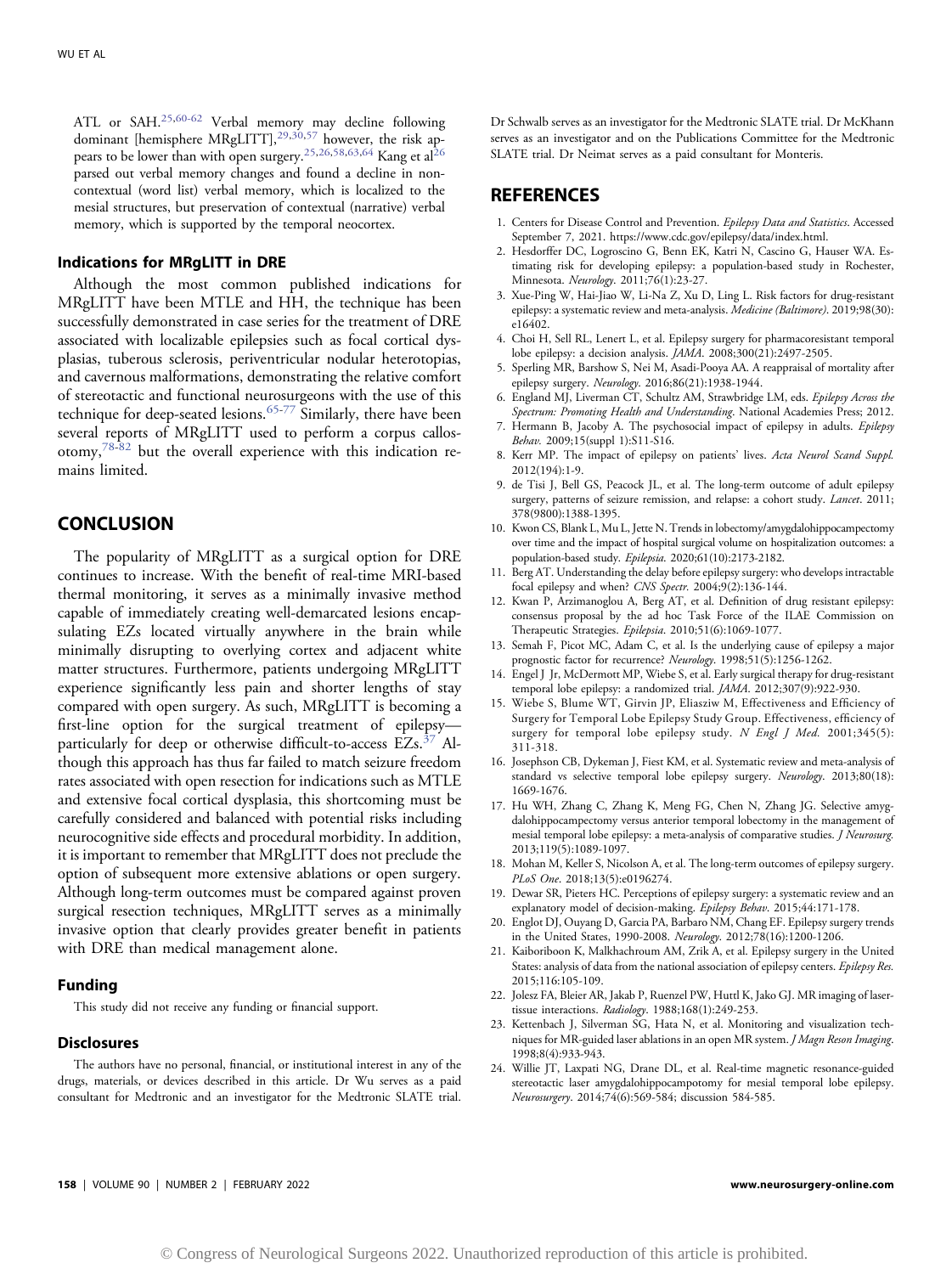ATL or SAH.[25,60-62] Verbal memory may decline following dominant [hemisphere MRgLITT],[29,30,57] however, the risk appears to be lower than with open surgery.[25,26,58,63,64] Kang et al[26] parsed out verbal memory changes and found a decline in noncontextual (word list) verbal memory, which is localized to the mesial structures, but preservation of contextual (narrative) verbal memory, which is supported by the temporal neocortex.

### Indications for MRgLITT in DRE

Although the most common published indications for MRgLITT have been MTLE and HH, the technique has been successfully demonstrated in case series for the treatment of DRE associated with localizable epilepsies such as focal cortical dysplasias, tuberous sclerosis, periventricular nodular heterotopias, and cavernous malformations, demonstrating the relative comfort of stereotactic and functional neurosurgeons with the use of this technique for deep-seated lesions.[65-77] Similarly, there have been several reports of MRgLITT used to perform a corpus callosotomy,[78-82] but the overall experience with this indication remains limited.

## CONCLUSION

The popularity of MRgLITT as a surgical option for DRE continues to increase. With the benefit of real-time MRI-based thermal monitoring, it serves as a minimally invasive method capable of immediately creating well-demarcated lesions encapsulating EZs located virtually anywhere in the brain while minimally disrupting to overlying cortex and adjacent white matter structures. Furthermore, patients undergoing MRgLITT experience significantly less pain and shorter lengths of stay compared with open surgery. As such, MRgLITT is becoming a first-line option for the surgical treatment of epilepsy—particularly for deep or otherwise difficult-to-access EZs.[37] Although this approach has thus far failed to match seizure freedom rates associated with open resection for indications such as MTLE and extensive focal cortical dysplasia, this shortcoming must be carefully considered and balanced with potential risks including neurocognitive side effects and procedural morbidity. In addition, it is important to remember that MRgLITT does not preclude the option of subsequent more extensive ablations or open surgery. Although long-term outcomes must be compared against proven surgical resection techniques, MRgLITT serves as a minimally invasive option that clearly provides greater benefit in patients with DRE than medical management alone.

### Funding

This study did not receive any funding or financial support.

### Disclosures

The authors have no personal, financial, or institutional interest in any of the drugs, materials, or devices described in this article. Dr Wu serves as a paid consultant for Medtronic and an investigator for the Medtronic SLATE trial. Dr Schwalb serves as an investigator for the Medtronic SLATE trial. Dr McKhann serves as an investigator and on the Publications Committee for the Medtronic SLATE trial. Dr Neimat serves as a paid consultant for Monteris.

## REFERENCES

1. Centers for Disease Control and Prevention. *Epilepsy Data and Statistics*. Accessed September 7, 2021. https://www.cdc.gov/epilepsy/data/index.html.
2. Hesdorffer DC, Logroscino G, Benn EK, Katri N, Cascino G, Hauser WA. Estimating risk for developing epilepsy: a population-based study in Rochester, Minnesota. *Neurology*. 2011;76(1):23-27.
3. Xue-Ping W, Hai-Jiao W, Li-Na Z, Xu D, Ling L. Risk factors for drug-resistant epilepsy: a systematic review and meta-analysis. *Medicine (Baltimore)*. 2019;98(30):e16402.
4. Choi H, Sell RL, Lenert L, et al. Epilepsy surgery for pharmacoresistant temporal lobe epilepsy: a decision analysis. *JAMA*. 2008;300(21):2497-2505.
5. Sperling MR, Barshow S, Nei M, Asadi-Pooya AA. A reappraisal of mortality after epilepsy surgery. *Neurology*. 2016;86(21):1938-1944.
6. England MJ, Liverman CT, Schultz AM, Strawbridge LM, eds. *Epilepsy Across the Spectrum: Promoting Health and Understanding*. National Academies Press; 2012.
7. Hermann B, Jacoby A. The psychosocial impact of epilepsy in adults. *Epilepsy Behav*. 2009;15(suppl 1):S11-S16.
8. Kerr MP. The impact of epilepsy on patients' lives. *Acta Neurol Scand Suppl*. 2012(194):1-9.
9. de Tisi J, Bell GS, Peacock JL, et al. The long-term outcome of adult epilepsy surgery, patterns of seizure remission, and relapse: a cohort study. *Lancet*. 2011;378(9800):1388-1395.
10. Kwon CS, Blank L, Mu L, Jette N. Trends in lobectomy/amygdalohippocampectomy over time and the impact of hospital surgical volume on hospitalization outcomes: a population-based study. *Epilepsia*. 2020;61(10):2173-2182.
11. Berg AT. Understanding the delay before epilepsy surgery: who develops intractable focal epilepsy and when? *CNS Spectr*. 2004;9(2):136-144.
12. Kwan P, Arzimanoglou A, Berg AT, et al. Definition of drug resistant epilepsy: consensus proposal by the ad hoc Task Force of the ILAE Commission on Therapeutic Strategies. *Epilepsia*. 2010;51(6):1069-1077.
13. Semah F, Picot MC, Adam C, et al. Is the underlying cause of epilepsy a major prognostic factor for recurrence? *Neurology*. 1998;51(5):1256-1262.
14. Engel J Jr, McDermott MP, Wiebe S, et al. Early surgical therapy for drug-resistant temporal lobe epilepsy: a randomized trial. *JAMA*. 2012;307(9):922-930.
15. Wiebe S, Blume WT, Girvin JP, Eliasziw M, Effectiveness and Efficiency of Surgery for Temporal Lobe Epilepsy Study Group. Effectiveness, efficiency of surgery for temporal lobe epilepsy study. *N Engl J Med*. 2001;345(5):311-318.
16. Josephson CB, Dykeman J, Fiest KM, et al. Systematic review and meta-analysis of standard vs selective temporal lobe epilepsy surgery. *Neurology*. 2013;80(18):1669-1676.
17. Hu WH, Zhang C, Zhang K, Meng FG, Chen N, Zhang JG. Selective amygdalohippocampectomy versus anterior temporal lobectomy in the management of mesial temporal lobe epilepsy: a meta-analysis of comparative studies. *J Neurosurg*. 2013;119(5):1089-1097.
18. Mohan M, Keller S, Nicolson A, et al. The long-term outcomes of epilepsy surgery. *PLoS One*. 2018;13(5):e0196274.
19. Dewar SR, Pieters HC. Perceptions of epilepsy surgery: a systematic review and an explanatory model of decision-making. *Epilepsy Behav*. 2015;44:171-178.
20. Englot DJ, Ouyang D, Garcia PA, Barbaro NM, Chang EF. Epilepsy surgery trends in the United States, 1990-2008. *Neurology*. 2012;78(16):1200-1206.
21. Kaiboriboon K, Malkhachroum AM, Zrik A, et al. Epilepsy surgery in the United States: analysis of data from the national association of epilepsy centers. *Epilepsy Res*. 2015;116:105-109.
22. Jolesz FA, Bleier AR, Jakab P, Ruenzel PW, Huttl K, Jako GJ. MR imaging of laser-tissue interactions. *Radiology*. 1988;168(1):249-253.
23. Kettenbach J, Silverman SG, Hata N, et al. Monitoring and visualization techniques for MR-guided laser ablations in an open MR system. *J Magn Reson Imaging*. 1998;8(4):933-943.
24. Willie JT, Laxpati NG, Drane DL, et al. Real-time magnetic resonance-guided stereotactic laser amygdalohippocampotomy for mesial temporal lobe epilepsy. *Neurosurgery*. 2014;74(6):569-584; discussion 584-585.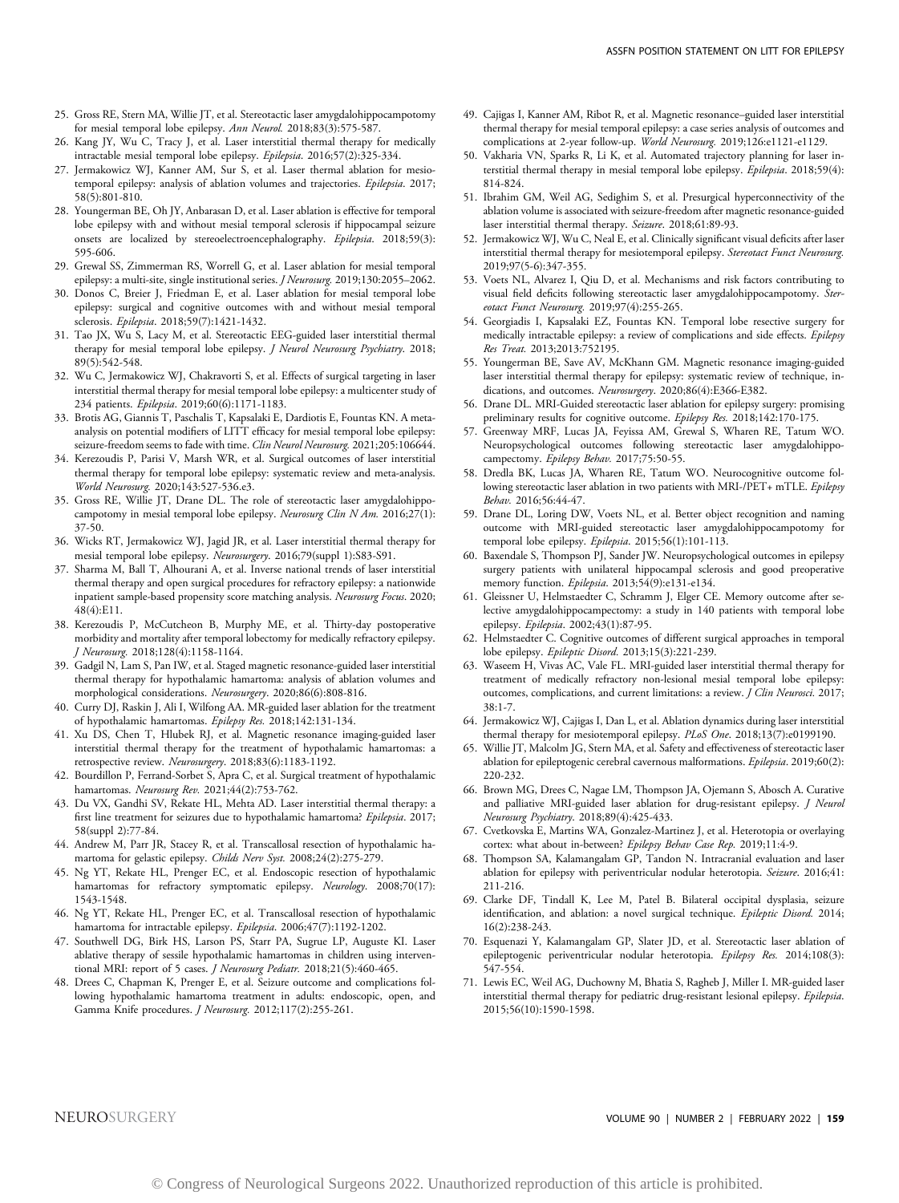25. Gross RE, Stern MA, Willie JT, et al. Stereotactic laser amygdalohippocampotomy for mesial temporal lobe epilepsy. *Ann Neurol.* 2018;83(3):575-587.
26. Kang JY, Wu C, Tracy J, et al. Laser interstitial thermal therapy for medically intractable mesial temporal lobe epilepsy. *Epilepsia*. 2016;57(2):325-334.
27. Jermakowicz WJ, Kanner AM, Sur S, et al. Laser thermal ablation for mesiotemporal epilepsy: analysis of ablation volumes and trajectories. *Epilepsia*. 2017;58(5):801-810.
28. Youngerman BE, Oh JY, Anbarasan D, et al. Laser ablation is effective for temporal lobe epilepsy with and without mesial temporal sclerosis if hippocampal seizure onsets are localized by stereoelectroencephalography. *Epilepsia*. 2018;59(3):595-606.
29. Grewal SS, Zimmerman RS, Worrell G, et al. Laser ablation for mesial temporal epilepsy: a multi-site, single institutional series. *J Neurosurg.* 2019;130:2055–2062.
30. Donos C, Breier J, Friedman E, et al. Laser ablation for mesial temporal lobe epilepsy: surgical and cognitive outcomes with and without mesial temporal sclerosis. *Epilepsia*. 2018;59(7):1421-1432.
31. Tao JX, Wu S, Lacy M, et al. Stereotactic EEG-guided laser interstitial thermal therapy for mesial temporal lobe epilepsy. *J Neurol Neurosurg Psychiatry*. 2018;89(5):542-548.
32. Wu C, Jermakowicz WJ, Chakravorti S, et al. Effects of surgical targeting in laser interstitial thermal therapy for mesial temporal lobe epilepsy: a multicenter study of 234 patients. *Epilepsia*. 2019;60(6):1171-1183.
33. Brotis AG, Giannis T, Paschalis T, Kapsalaki E, Dardiotis E, Fountas KN. A meta-analysis on potential modifiers of LITT efficacy for mesial temporal lobe epilepsy: seizure-freedom seems to fade with time. *Clin Neurol Neurosurg.* 2021;205:106644.
34. Kerezoudis P, Parisi V, Marsh WR, et al. Surgical outcomes of laser interstitial thermal therapy for temporal lobe epilepsy: systematic review and meta-analysis. *World Neurosurg.* 2020;143:527-536.e3.
35. Gross RE, Willie JT, Drane DL. The role of stereotactic laser amygdalohippocampotomy in mesial temporal lobe epilepsy. *Neurosurg Clin N Am.* 2016;27(1):37-50.
36. Wicks RT, Jermakowicz WJ, Jagid JR, et al. Laser interstitial thermal therapy for mesial temporal lobe epilepsy. *Neurosurgery*. 2016;79(suppl 1):S83-S91.
37. Sharma M, Ball T, Alhourani A, et al. Inverse national trends of laser interstitial thermal therapy and open surgical procedures for refractory epilepsy: a nationwide inpatient sample-based propensity score matching analysis. *Neurosurg Focus*. 2020;48(4):E11.
38. Kerezoudis P, McCutcheon B, Murphy ME, et al. Thirty-day postoperative morbidity and mortality after temporal lobectomy for medically refractory epilepsy. *J Neurosurg.* 2018;128(4):1158-1164.
39. Gadgil N, Lam S, Pan IW, et al. Staged magnetic resonance-guided laser interstitial thermal therapy for hypothalamic hamartoma: analysis of ablation volumes and morphological considerations. *Neurosurgery*. 2020;86(6):808-816.
40. Curry DJ, Raskin J, Ali I, Wilfong AA. MR-guided laser ablation for the treatment of hypothalamic hamartomas. *Epilepsy Res.* 2018;142:131-134.
41. Xu DS, Chen T, Hlubek RJ, et al. Magnetic resonance imaging-guided laser interstitial thermal therapy for the treatment of hypothalamic hamartomas: a retrospective review. *Neurosurgery*. 2018;83(6):1183-1192.
42. Bourdillon P, Ferrand-Sorbet S, Apra C, et al. Surgical treatment of hypothalamic hamartomas. *Neurosurg Rev.* 2021;44(2):753-762.
43. Du VX, Gandhi SV, Rekate HL, Mehta AD. Laser interstitial thermal therapy: a first line treatment for seizures due to hypothalamic hamartoma? *Epilepsia*. 2017;58(suppl 2):77-84.
44. Andrew M, Parr JR, Stacey R, et al. Transcallosal resection of hypothalamic hamartoma for gelastic epilepsy. *Childs Nerv Syst.* 2008;24(2):275-279.
45. Ng YT, Rekate HL, Prenger EC, et al. Endoscopic resection of hypothalamic hamartomas for refractory symptomatic epilepsy. *Neurology*. 2008;70(17):1543-1548.
46. Ng YT, Rekate HL, Prenger EC, et al. Transcallosal resection of hypothalamic hamartoma for intractable epilepsy. *Epilepsia*. 2006;47(7):1192-1202.
47. Southwell DG, Birk HS, Larson PS, Starr PA, Sugrue LP, Auguste KI. Laser ablative therapy of sessile hypothalamic hamartomas in children using interventional MRI: report of 5 cases. *J Neurosurg Pediatr.* 2018;21(5):460-465.
48. Drees C, Chapman K, Prenger E, et al. Seizure outcome and complications following hypothalamic hamartoma treatment in adults: endoscopic, open, and Gamma Knife procedures. *J Neurosurg.* 2012;117(2):255-261.
49. Cajigas I, Kanner AM, Ribot R, et al. Magnetic resonance–guided laser interstitial thermal therapy for mesial temporal epilepsy: a case series analysis of outcomes and complications at 2-year follow-up. *World Neurosurg.* 2019;126:e1121-e1129.
50. Vakharia VN, Sparks R, Li K, et al. Automated trajectory planning for laser interstitial thermal therapy in mesial temporal lobe epilepsy. *Epilepsia*. 2018;59(4):814-824.
51. Ibrahim GM, Weil AG, Sedighim S, et al. Presurgical hyperconnectivity of the ablation volume is associated with seizure-freedom after magnetic resonance-guided laser interstitial thermal therapy. *Seizure*. 2018;61:89-93.
52. Jermakowicz WJ, Wu C, Neal E, et al. Clinically significant visual deficits after laser interstitial thermal therapy for mesiotemporal epilepsy. *Stereotact Funct Neurosurg.* 2019;97(5-6):347-355.
53. Voets NL, Alvarez I, Qiu D, et al. Mechanisms and risk factors contributing to visual field deficits following stereotactic laser amygdalohippocampotomy. *Stereotact Funct Neurosurg.* 2019;97(4):255-265.
54. Georgiadis I, Kapsalaki EZ, Fountas KN. Temporal lobe resective surgery for medically intractable epilepsy: a review of complications and side effects. *Epilepsy Res Treat.* 2013;2013:752195.
55. Youngerman BE, Save AV, McKhann GM. Magnetic resonance imaging-guided laser interstitial thermal therapy for epilepsy: systematic review of technique, indications, and outcomes. *Neurosurgery*. 2020;86(4):E366-E382.
56. Drane DL. MRI-Guided stereotactic laser ablation for epilepsy surgery: promising preliminary results for cognitive outcome. *Epilepsy Res.* 2018;142:170-175.
57. Greenway MRF, Lucas JA, Feyissa AM, Grewal S, Wharen RE, Tatum WO. Neuropsychological outcomes following stereotactic laser amygdalohippocampectomy. *Epilepsy Behav.* 2017;75:50-55.
58. Dredla BK, Lucas JA, Wharen RE, Tatum WO. Neurocognitive outcome following stereotactic laser ablation in two patients with MRI-/PET+ mTLE. *Epilepsy Behav.* 2016;56:44-47.
59. Drane DL, Loring DW, Voets NL, et al. Better object recognition and naming outcome with MRI-guided stereotactic laser amygdalohippocampotomy for temporal lobe epilepsy. *Epilepsia*. 2015;56(1):101-113.
60. Baxendale S, Thompson PJ, Sander JW. Neuropsychological outcomes in epilepsy surgery patients with unilateral hippocampal sclerosis and good preoperative memory function. *Epilepsia*. 2013;54(9):e131-e134.
61. Gleissner U, Helmstaedter C, Schramm J, Elger CE. Memory outcome after selective amygdalohippocampectomy: a study in 140 patients with temporal lobe epilepsy. *Epilepsia*. 2002;43(1):87-95.
62. Helmstaedter C. Cognitive outcomes of different surgical approaches in temporal lobe epilepsy. *Epileptic Disord.* 2013;15(3):221-239.
63. Waseem H, Vivas AC, Vale FL. MRI-guided laser interstitial thermal therapy for treatment of medically refractory non-lesional mesial temporal lobe epilepsy: outcomes, complications, and current limitations: a review. *J Clin Neurosci.* 2017;38:1-7.
64. Jermakowicz WJ, Cajigas I, Dan L, et al. Ablation dynamics during laser interstitial thermal therapy for mesiotemporal epilepsy. *PLoS One*. 2018;13(7):e0199190.
65. Willie JT, Malcolm JG, Stern MA, et al. Safety and effectiveness of stereotactic laser ablation for epileptogenic cerebral cavernous malformations. *Epilepsia*. 2019;60(2):220-232.
66. Brown MG, Drees C, Nagae LM, Thompson JA, Ojemann S, Abosch A. Curative and palliative MRI-guided laser ablation for drug-resistant epilepsy. *J Neurol Neurosurg Psychiatry*. 2018;89(4):425-433.
67. Cvetkovska E, Martins WA, Gonzalez-Martinez J, et al. Heterotopia or overlaying cortex: what about in-between? *Epilepsy Behav Case Rep.* 2019;11:4-9.
68. Thompson SA, Kalamangalam GP, Tandon N. Intracranial evaluation and laser ablation for epilepsy with periventricular nodular heterotopia. *Seizure*. 2016;41:211-216.
69. Clarke DF, Tindall K, Lee M, Patel B. Bilateral occipital dysplasia, seizure identification, and ablation: a novel surgical technique. *Epileptic Disord.* 2014;16(2):238-243.
70. Esquenazi Y, Kalamangalam GP, Slater JD, et al. Stereotactic laser ablation of epileptogenic periventricular nodular heterotopia. *Epilepsy Res.* 2014;108(3):547-554.
71. Lewis EC, Weil AG, Duchowny M, Bhatia S, Ragheb J, Miller I. MR-guided laser interstitial thermal therapy for pediatric drug-resistant lesional epilepsy. *Epilepsia*. 2015;56(10):1590-1598.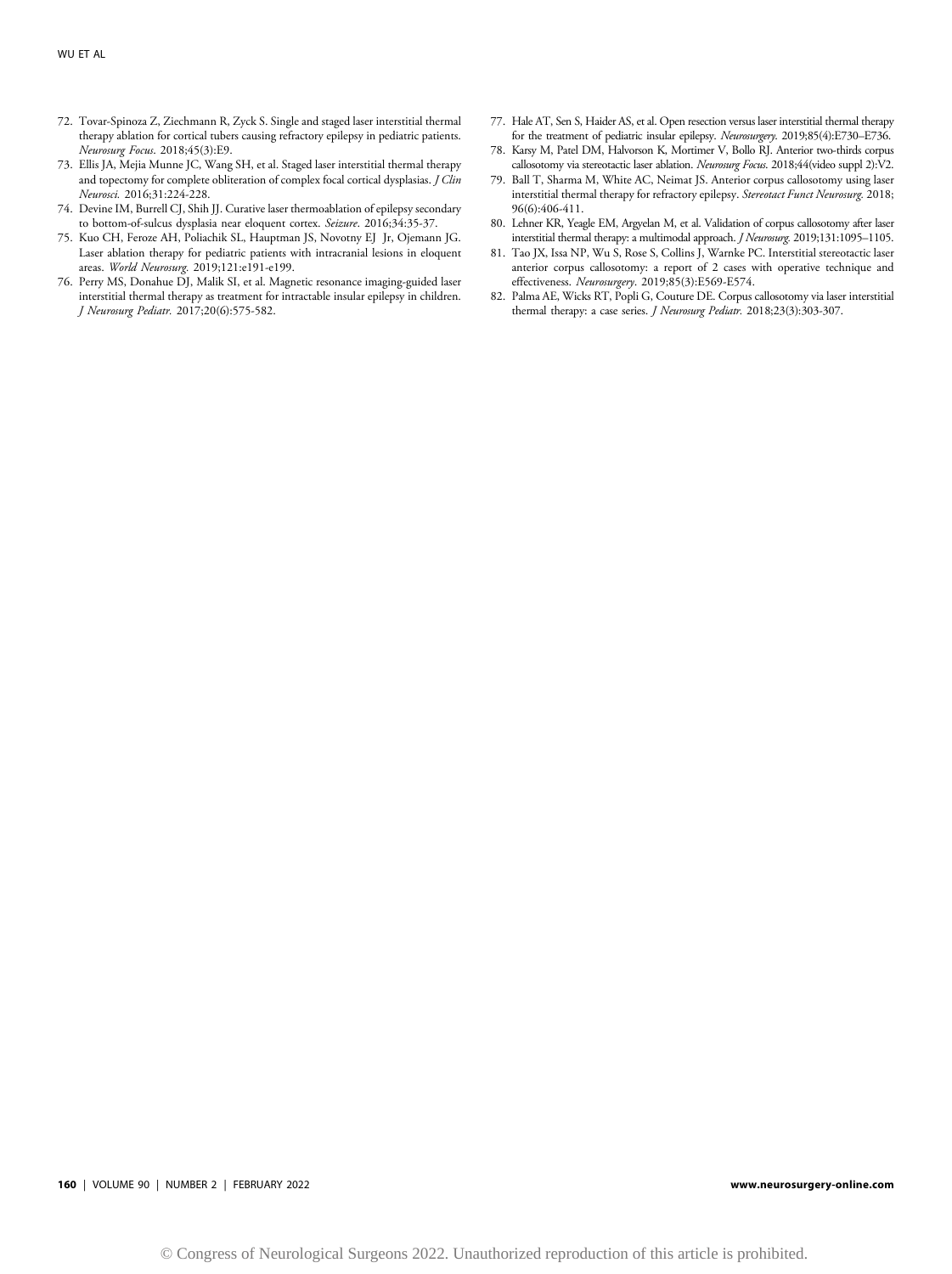72. Tovar-Spinoza Z, Ziechmann R, Zyck S. Single and staged laser interstitial thermal therapy ablation for cortical tubers causing refractory epilepsy in pediatric patients. *Neurosurg Focus*. 2018;45(3):E9.
73. Ellis JA, Mejia Munne JC, Wang SH, et al. Staged laser interstitial thermal therapy and topectomy for complete obliteration of complex focal cortical dysplasias. *J Clin Neurosci.* 2016;31:224-228.
74. Devine IM, Burrell CJ, Shih JJ. Curative laser thermoablation of epilepsy secondary to bottom-of-sulcus dysplasia near eloquent cortex. *Seizure*. 2016;34:35-37.
75. Kuo CH, Feroze AH, Poliachik SL, Hauptman JS, Novotny EJ Jr, Ojemann JG. Laser ablation therapy for pediatric patients with intracranial lesions in eloquent areas. *World Neurosurg.* 2019;121:e191-e199.
76. Perry MS, Donahue DJ, Malik SI, et al. Magnetic resonance imaging-guided laser interstitial thermal therapy as treatment for intractable insular epilepsy in children. *J Neurosurg Pediatr.* 2017;20(6):575-582.
77. Hale AT, Sen S, Haider AS, et al. Open resection versus laser interstitial thermal therapy for the treatment of pediatric insular epilepsy. *Neurosurgery.* 2019;85(4):E730–E736.
78. Karsy M, Patel DM, Halvorson K, Mortimer V, Bollo RJ. Anterior two-thirds corpus callosotomy via stereotactic laser ablation. *Neurosurg Focus.* 2018;44(video suppl 2):V2.
79. Ball T, Sharma M, White AC, Neimat JS. Anterior corpus callosotomy using laser interstitial thermal therapy for refractory epilepsy. *Stereotact Funct Neurosurg.* 2018; 96(6):406-411.
80. Lehner KR, Yeagle EM, Argyelan M, et al. Validation of corpus callosotomy after laser interstitial thermal therapy: a multimodal approach. *J Neurosurg.* 2019;131:1095–1105.
81. Tao JX, Issa NP, Wu S, Rose S, Collins J, Warnke PC. Interstitial stereotactic laser anterior corpus callosotomy: a report of 2 cases with operative technique and effectiveness. *Neurosurgery*. 2019;85(3):E569-E574.
82. Palma AE, Wicks RT, Popli G, Couture DE. Corpus callosotomy via laser interstitial thermal therapy: a case series. *J Neurosurg Pediatr.* 2018;23(3):303-307.